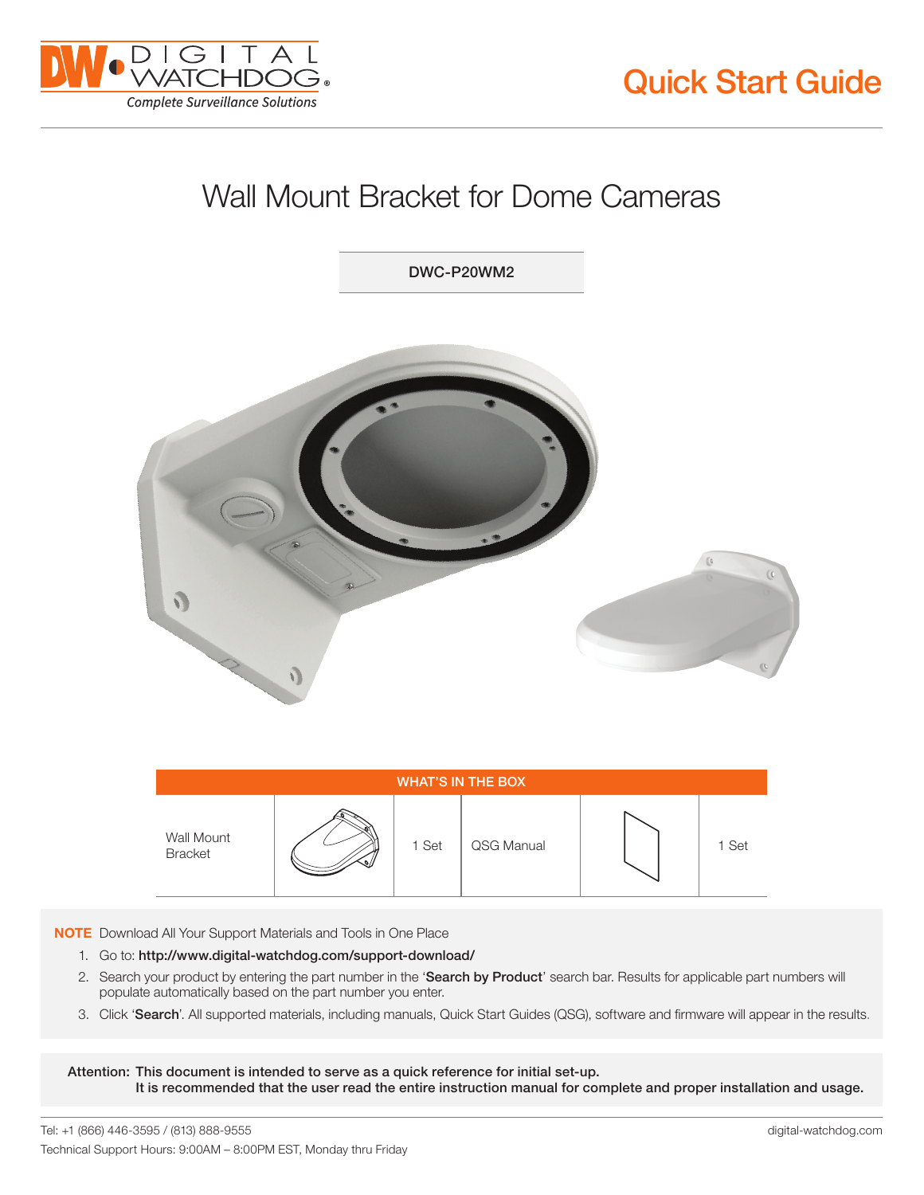# Quick Start Guide

## Wall Mount Bracket for Dome Cameras

**DWC-P20WM2**

| WHAT'S IN THE BOX | | | | | |
|---|---|---|---|---|---|
| Wall Mount Bracket | | 1 Set | QSG Manual | | 1 Set |

**NOTE** Download All Your Support Materials and Tools in One Place

1. Go to: **http://www.digital-watchdog.com/support-download/**
2. Search your product by entering the part number in the '**Search by Product**' search bar. Results for applicable part numbers will populate automatically based on the part number you enter.
3. Click '**Search**'. All supported materials, including manuals, Quick Start Guides (QSG), software and firmware will appear in the results.

**Attention: This document is intended to serve as a quick reference for initial set-up. It is recommended that the user read the entire instruction manual for complete and proper installation and usage.**

Tel: +1 (866) 446-3595 / (813) 888-9555

Technical Support Hours: 9:00AM – 8:00PM EST, Monday thru Friday

digital-watchdog.com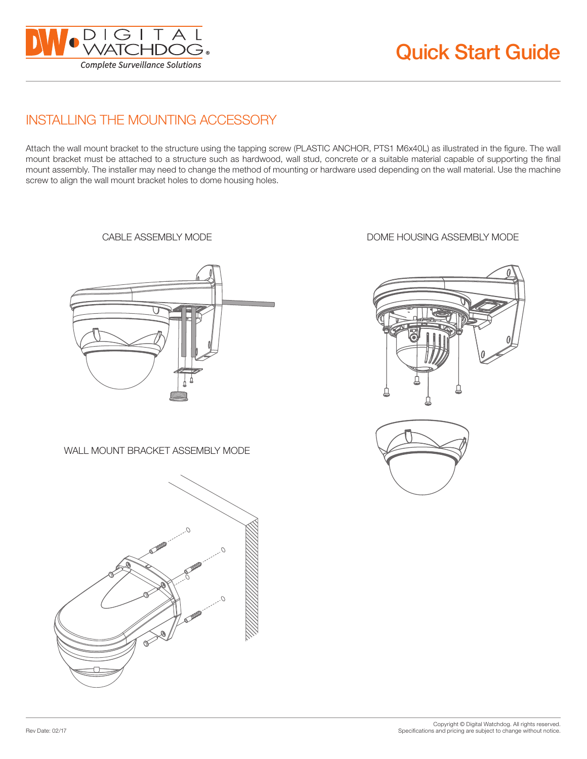## INSTALLING THE MOUNTING ACCESSORY

Attach the wall mount bracket to the structure using the tapping screw (PLASTIC ANCHOR, PTS1 M6x40L) as illustrated in the figure. The wall mount bracket must be attached to a structure such as hardwood, wall stud, concrete or a suitable material capable of supporting the final mount assembly. The installer may need to change the method of mounting or hardware used depending on the wall material. Use the machine screw to align the wall mount bracket holes to dome housing holes.

CABLE ASSEMBLY MODE

DOME HOUSING ASSEMBLY MODE

WALL MOUNT BRACKET ASSEMBLY MODE